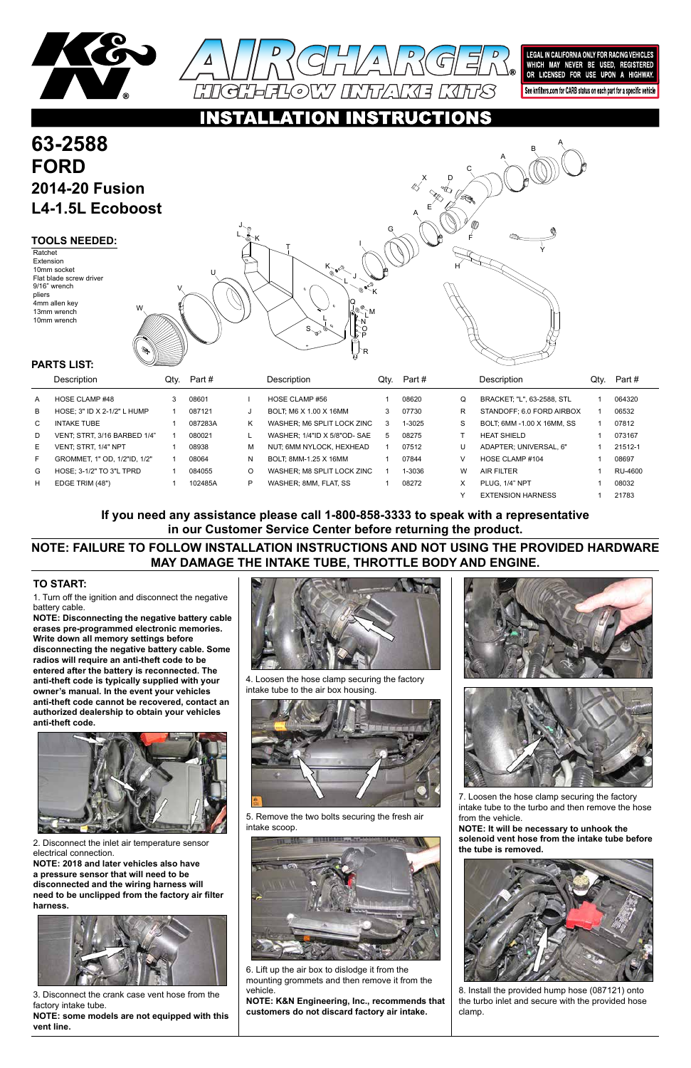K&N AIRCHARGER HIGH-FLOW INTAKE KITS

LEGAL IN CALIFORNIA ONLY FOR RACING VEHICLES WHICH MAY NEVER BE USED, REGISTERED OR LICENSED FOR USE UPON A HIGHWAY.

See knfilters.com for CARB status on each part for a specific vehicle

# INSTALLATION INSTRUCTIONS

# 63-2588
# FORD
## 2014-20 Fusion
## L4-1.5L Ecoboost

### TOOLS NEEDED:

Ratchet
Extension
10mm socket
Flat blade screw driver
9/16" wrench
pliers
4mm allen key
13mm wrench
10mm wrench

### PARTS LIST:

| | Description | Qty. | Part # | | Description | Qty. | Part # | | Description | Qty. | Part # |
|---|---|---|---|---|---|---|---|---|---|---|---|
| A | HOSE CLAMP #48 | 3 | 08601 | I | HOSE CLAMP #56 | 1 | 08620 | Q | BRACKET; "L", 63-2588, STL | 1 | 064320 |
| B | HOSE; 3" ID X 2-1/2" L HUMP | 1 | 087121 | J | BOLT; M6 X 1.00 X 16MM | 3 | 07730 | R | STANDOFF; 6.0 FORD AIRBOX | 1 | 06532 |
| C | INTAKE TUBE | 1 | 087283A | K | WASHER; M6 SPLIT LOCK ZINC | 3 | 1-3025 | S | BOLT; 6MM -1.00 X 16MM, SS | 1 | 07812 |
| D | VENT; STRT, 3/16 BARBED 1/4" | 1 | 080021 | L | WASHER; 1/4"ID X 5/8"OD- SAE | 5 | 08275 | T | HEAT SHIELD | 1 | 073167 |
| E | VENT; STRT, 1/4" NPT | 1 | 08938 | M | NUT; 6MM NYLOCK, HEXHEAD | 1 | 07512 | U | ADAPTER; UNIVERSAL, 6" | 1 | 21512-1 |
| F | GROMMET, 1" OD, 1/2"ID, 1/2" | 1 | 08064 | N | BOLT; 8MM-1.25 X 16MM | 1 | 07844 | V | HOSE CLAMP #104 | 1 | 08697 |
| G | HOSE; 3-1/2" TO 3"L TPRD | 1 | 084055 | O | WASHER; M8 SPLIT LOCK ZINC | 1 | 1-3036 | W | AIR FILTER | 1 | RU-4600 |
| H | EDGE TRIM (48") | 1 | 102485A | P | WASHER; 8MM, FLAT, SS | 1 | 08272 | X | PLUG, 1/4" NPT | 1 | 08032 |
| | | | | | | | | Y | EXTENSION HARNESS | 1 | 21783 |

**If you need any assistance please call 1-800-858-3333 to speak with a representative in our Customer Service Center before returning the product.**

**NOTE: FAILURE TO FOLLOW INSTALLATION INSTRUCTIONS AND NOT USING THE PROVIDED HARDWARE MAY DAMAGE THE INTAKE TUBE, THROTTLE BODY AND ENGINE.**

### TO START:

1. Turn off the ignition and disconnect the negative battery cable.
**NOTE: Disconnecting the negative battery cable erases pre-programmed electronic memories. Write down all memory settings before disconnecting the negative battery cable. Some radios will require an anti-theft code to be entered after the battery is reconnected. The anti-theft code is typically supplied with your owner's manual. In the event your vehicles anti-theft code cannot be recovered, contact an authorized dealership to obtain your vehicles anti-theft code.**

2. Disconnect the inlet air temperature sensor electrical connection.
**NOTE: 2018 and later vehicles also have a pressure sensor that will need to be disconnected and the wiring harness will need to be unclipped from the factory air filter harness.**

3. Disconnect the crank case vent hose from the factory intake tube.
**NOTE: some models are not equipped with this vent line.**

4. Loosen the hose clamp securing the factory intake tube to the air box housing.

5. Remove the two bolts securing the fresh air intake scoop.

6. Lift up the air box to dislodge it from the mounting grommets and then remove it from the vehicle.
**NOTE: K&N Engineering, Inc., recommends that customers do not discard factory air intake.**

7. Loosen the hose clamp securing the factory intake tube to the turbo and then remove the hose from the vehicle.
**NOTE: It will be necessary to unhook the solenoid vent hose from the intake tube before the tube is removed.**

8. Install the provided hump hose (087121) onto the turbo inlet and secure with the provided hose clamp.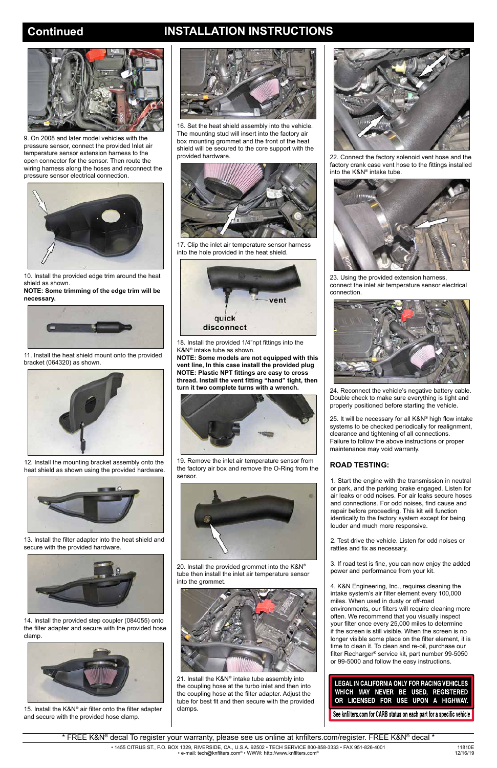## Continued

# INSTALLATION INSTRUCTIONS

9. On 2008 and later model vehicles with the pressure sensor, connect the provided Inlet air temperature sensor extension harness to the open connector for the sensor. Then route the wiring harness along the hoses and reconnect the pressure sensor electrical connection.

10. Install the provided edge trim around the heat shield as shown.
**NOTE: Some trimming of the edge trim will be necessary.**

11. Install the heat shield mount onto the provided bracket (064320) as shown.

12. Install the mounting bracket assembly onto the heat shield as shown using the provided hardware.

13. Install the filter adapter into the heat shield and secure with the provided hardware.

14. Install the provided step coupler (084055) onto the filter adapter and secure with the provided hose clamp.

15. Install the K&N® air filter onto the filter adapter and secure with the provided hose clamp.

16. Set the heat shield assembly into the vehicle. The mounting stud will insert into the factory air box mounting grommet and the front of the heat shield will be secured to the core support with the provided hardware.

17. Clip the inlet air temperature sensor harness into the hole provided in the heat shield.

vent

quick disconnect

18. Install the provided 1/4"npt fittings into the K&N® intake tube as shown.
**NOTE: Some models are not equipped with this vent line, In this case install the provided plug**
**NOTE: Plastic NPT fittings are easy to cross thread. Install the vent fitting "hand" tight, then turn it two complete turns with a wrench.**

19. Remove the inlet air temperature sensor from the factory air box and remove the O-Ring from the sensor.

20. Install the provided grommet into the K&N® tube then install the inlet air temperature sensor into the grommet.

21. Install the K&N® intake tube assembly into the coupling hose at the turbo inlet and then into the coupling hose at the filter adapter. Adjust the tube for best fit and then secure with the provided clamps.

22. Connect the factory solenoid vent hose and the factory crank case vent hose to the fittings installed into the K&N® intake tube.

23. Using the provided extension harness, connect the inlet air temperature sensor electrical connection.

24. Reconnect the vehicle's negative battery cable. Double check to make sure everything is tight and properly positioned before starting the vehicle.

25. It will be necessary for all K&N® high flow intake systems to be checked periodically for realignment, clearance and tightening of all connections. Failure to follow the above instructions or proper maintenance may void warranty.

### ROAD TESTING:

1. Start the engine with the transmission in neutral or park, and the parking brake engaged. Listen for air leaks or odd noises. For air leaks secure hoses and connections. For odd noises, find cause and repair before proceeding. This kit will function identically to the factory system except for being louder and much more responsive.

2. Test drive the vehicle. Listen for odd noises or rattles and fix as necessary.

3. If road test is fine, you can now enjoy the added power and performance from your kit.

4. K&N Engineering, Inc., requires cleaning the intake system's air filter element every 100,000 miles. When used in dusty or off-road environments, our filters will require cleaning more often. We recommend that you visually inspect your filter once every 25,000 miles to determine if the screen is still visible. When the screen is no longer visible some place on the filter element, it is time to clean it. To clean and re-oil, purchase our filter Recharger® service kit, part number 99-5050 or 99-5000 and follow the easy instructions.

**LEGAL IN CALIFORNIA ONLY FOR RACING VEHICLES WHICH MAY NEVER BE USED, REGISTERED OR LICENSED FOR USE UPON A HIGHWAY.**

**See knfilters.com for CARB status on each part for a specific vehicle**

* FREE K&N® decal To register your warranty, please see us online at knfilters.com/register. FREE K&N® decal *

• 1455 CITRUS ST., P.O. BOX 1329, RIVERSIDE, CA., U.S.A. 92502 • TECH SERVICE 800-858-3333 • FAX 951-826-4001
• e-mail: tech@knfilters.com® • WWW: http://www.knfilters.com®

11810E
12/16/19